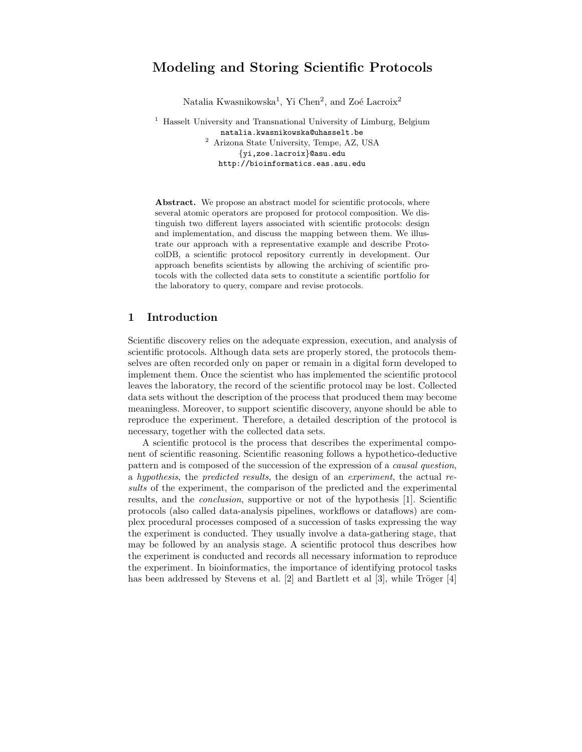# Modeling and Storing Scientific Protocols

Natalia Kwasnikowska[1], Yi Chen[2], and Zoé Lacroix[2]

[1] Hasselt University and Transnational University of Limburg, Belgium
natalia.kwasnikowska@uhasselt.be
[2] Arizona State University, Tempe, AZ, USA
{yi,zoe.lacroix}@asu.edu
http://bioinformatics.eas.asu.edu

**Abstract.** We propose an abstract model for scientific protocols, where several atomic operators are proposed for protocol composition. We distinguish two different layers associated with scientific protocols: design and implementation, and discuss the mapping between them. We illustrate our approach with a representative example and describe ProtocolDB, a scientific protocol repository currently in development. Our approach benefits scientists by allowing the archiving of scientific protocols with the collected data sets to constitute a scientific portfolio for the laboratory to query, compare and revise protocols.

## 1 Introduction

Scientific discovery relies on the adequate expression, execution, and analysis of scientific protocols. Although data sets are properly stored, the protocols themselves are often recorded only on paper or remain in a digital form developed to implement them. Once the scientist who has implemented the scientific protocol leaves the laboratory, the record of the scientific protocol may be lost. Collected data sets without the description of the process that produced them may become meaningless. Moreover, to support scientific discovery, anyone should be able to reproduce the experiment. Therefore, a detailed description of the protocol is necessary, together with the collected data sets.

A scientific protocol is the process that describes the experimental component of scientific reasoning. Scientific reasoning follows a hypothetico-deductive pattern and is composed of the succession of the expression of a *causal question*, a *hypothesis*, the *predicted results*, the design of an *experiment*, the actual *results* of the experiment, the comparison of the predicted and the experimental results, and the *conclusion*, supportive or not of the hypothesis [1]. Scientific protocols (also called data-analysis pipelines, workflows or dataflows) are complex procedural processes composed of a succession of tasks expressing the way the experiment is conducted. They usually involve a data-gathering stage, that may be followed by an analysis stage. A scientific protocol thus describes how the experiment is conducted and records all necessary information to reproduce the experiment. In bioinformatics, the importance of identifying protocol tasks has been addressed by Stevens et al. [2] and Bartlett et al [3], while Tröger [4]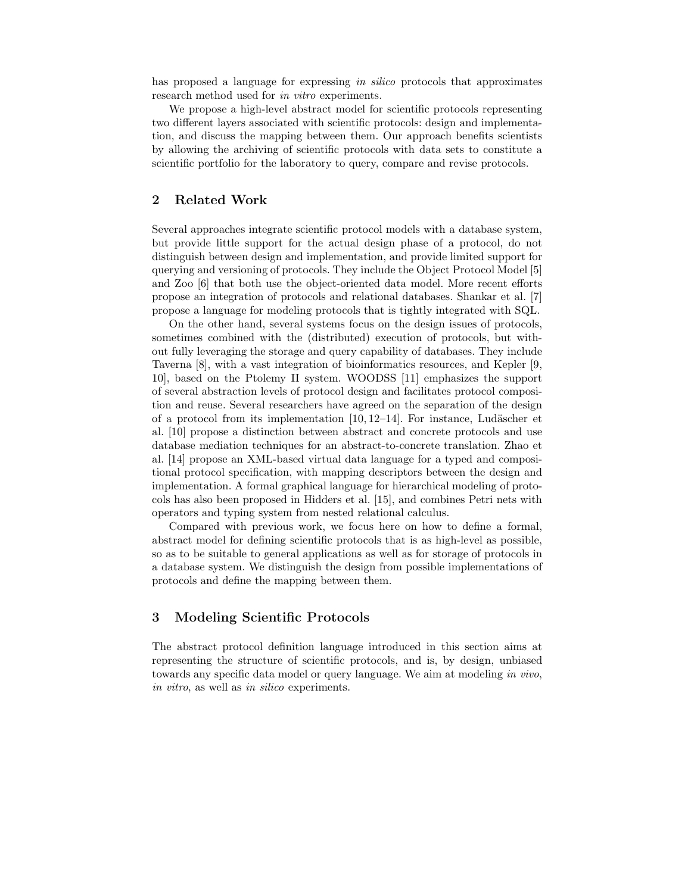has proposed a language for expressing *in silico* protocols that approximates research method used for *in vitro* experiments.

We propose a high-level abstract model for scientific protocols representing two different layers associated with scientific protocols: design and implementation, and discuss the mapping between them. Our approach benefits scientists by allowing the archiving of scientific protocols with data sets to constitute a scientific portfolio for the laboratory to query, compare and revise protocols.

## 2 Related Work

Several approaches integrate scientific protocol models with a database system, but provide little support for the actual design phase of a protocol, do not distinguish between design and implementation, and provide limited support for querying and versioning of protocols. They include the Object Protocol Model [5] and Zoo [6] that both use the object-oriented data model. More recent efforts propose an integration of protocols and relational databases. Shankar et al. [7] propose a language for modeling protocols that is tightly integrated with SQL.

On the other hand, several systems focus on the design issues of protocols, sometimes combined with the (distributed) execution of protocols, but without fully leveraging the storage and query capability of databases. They include Taverna [8], with a vast integration of bioinformatics resources, and Kepler [9, 10], based on the Ptolemy II system. WOODSS [11] emphasizes the support of several abstraction levels of protocol design and facilitates protocol composition and reuse. Several researchers have agreed on the separation of the design of a protocol from its implementation [10, 12–14]. For instance, Ludäscher et al. [10] propose a distinction between abstract and concrete protocols and use database mediation techniques for an abstract-to-concrete translation. Zhao et al. [14] propose an XML-based virtual data language for a typed and compositional protocol specification, with mapping descriptors between the design and implementation. A formal graphical language for hierarchical modeling of protocols has also been proposed in Hidders et al. [15], and combines Petri nets with operators and typing system from nested relational calculus.

Compared with previous work, we focus here on how to define a formal, abstract model for defining scientific protocols that is as high-level as possible, so as to be suitable to general applications as well as for storage of protocols in a database system. We distinguish the design from possible implementations of protocols and define the mapping between them.

## 3 Modeling Scientific Protocols

The abstract protocol definition language introduced in this section aims at representing the structure of scientific protocols, and is, by design, unbiased towards any specific data model or query language. We aim at modeling *in vivo*, *in vitro*, as well as *in silico* experiments.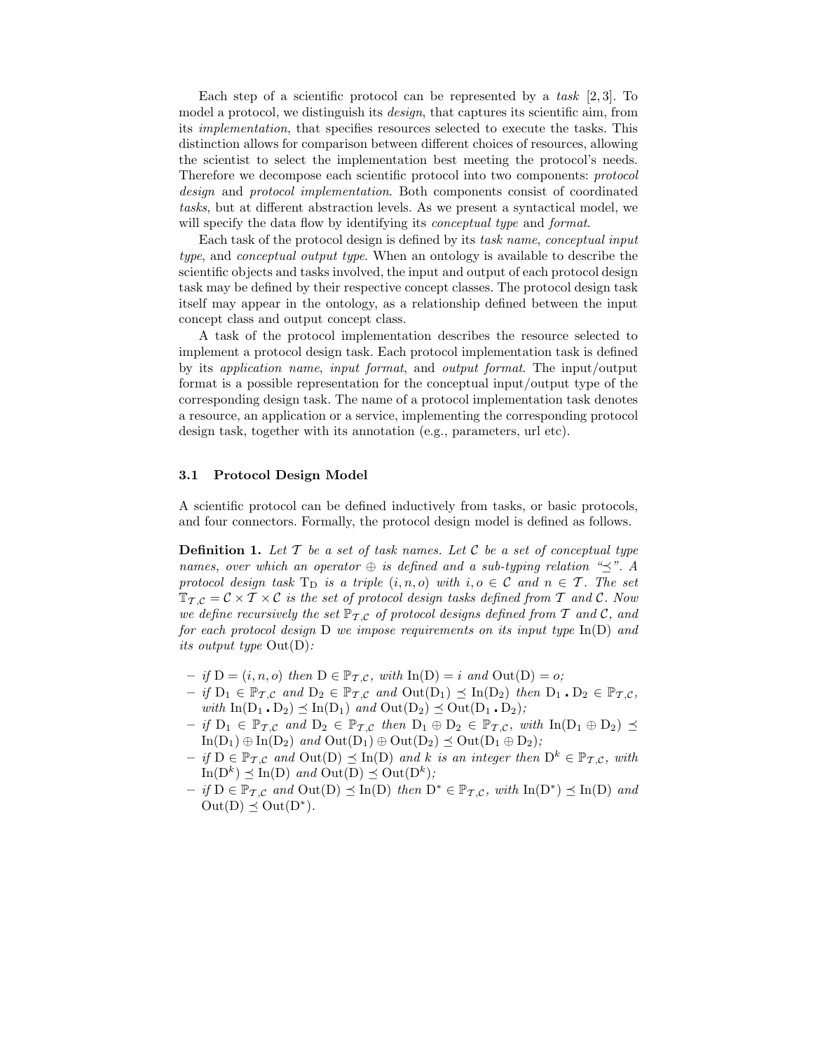Each step of a scientific protocol can be represented by a *task* [2, 3]. To model a protocol, we distinguish its *design*, that captures its scientific aim, from its *implementation*, that specifies resources selected to execute the tasks. This distinction allows for comparison between different choices of resources, allowing the scientist to select the implementation best meeting the protocol's needs. Therefore we decompose each scientific protocol into two components: *protocol design* and *protocol implementation*. Both components consist of coordinated *tasks*, but at different abstraction levels. As we present a syntactical model, we will specify the data flow by identifying its *conceptual type* and *format*.

Each task of the protocol design is defined by its *task name*, *conceptual input type*, and *conceptual output type*. When an ontology is available to describe the scientific objects and tasks involved, the input and output of each protocol design task may be defined by their respective concept classes. The protocol design task itself may appear in the ontology, as a relationship defined between the input concept class and output concept class.

A task of the protocol implementation describes the resource selected to implement a protocol design task. Each protocol implementation task is defined by its *application name*, *input format*, and *output format*. The input/output format is a possible representation for the conceptual input/output type of the corresponding design task. The name of a protocol implementation task denotes a resource, an application or a service, implementing the corresponding protocol design task, together with its annotation (e.g., parameters, url etc).

### 3.1 Protocol Design Model

A scientific protocol can be defined inductively from tasks, or basic protocols, and four connectors. Formally, the protocol design model is defined as follows.

**Definition 1.** *Let $\mathcal{T}$ be a set of task names. Let $\mathcal{C}$ be a set of conceptual type names, over which an operator $\oplus$ is defined and a sub-typing relation "$\preceq$". A protocol design task $\mathrm{T_D}$ is a triple $(i, n, o)$ with $i, o \in \mathcal{C}$ and $n \in \mathcal{T}$. The set $\mathbb{T}_{\mathcal{T},\mathcal{C}} = \mathcal{C} \times \mathcal{T} \times \mathcal{C}$ is the set of protocol design tasks defined from $\mathcal{T}$ and $\mathcal{C}$. Now we define recursively the set $\mathbb{P}_{\mathcal{T},\mathcal{C}}$ of protocol designs defined from $\mathcal{T}$ and $\mathcal{C}$, and for each protocol design $\mathrm{D}$ we impose requirements on its input type $\mathrm{In(D)}$ and its output type $\mathrm{Out(D)}$:*

- *if $\mathrm{D} = (i, n, o)$ then $\mathrm{D} \in \mathbb{P}_{\mathcal{T},\mathcal{C}}$, with $\mathrm{In(D)} = i$ and $\mathrm{Out(D)} = o$;*
- *if $\mathrm{D_1} \in \mathbb{P}_{\mathcal{T},\mathcal{C}}$ and $\mathrm{D_2} \in \mathbb{P}_{\mathcal{T},\mathcal{C}}$ and $\mathrm{Out(D_1)} \preceq \mathrm{In(D_2)}$ then $\mathrm{D_1} \centerdot \mathrm{D_2} \in \mathbb{P}_{\mathcal{T},\mathcal{C}}$, with $\mathrm{In(D_1 \centerdot D_2)} \preceq \mathrm{In(D_1)}$ and $\mathrm{Out(D_2)} \preceq \mathrm{Out(D_1 \centerdot D_2)}$;*
- *if $\mathrm{D_1} \in \mathbb{P}_{\mathcal{T},\mathcal{C}}$ and $\mathrm{D_2} \in \mathbb{P}_{\mathcal{T},\mathcal{C}}$ then $\mathrm{D_1} \oplus \mathrm{D_2} \in \mathbb{P}_{\mathcal{T},\mathcal{C}}$, with $\mathrm{In(D_1 \oplus D_2)} \preceq \mathrm{In(D_1)} \oplus \mathrm{In(D_2)}$ and $\mathrm{Out(D_1)} \oplus \mathrm{Out(D_2)} \preceq \mathrm{Out(D_1 \oplus D_2)}$;*
- *if $\mathrm{D} \in \mathbb{P}_{\mathcal{T},\mathcal{C}}$ and $\mathrm{Out(D)} \preceq \mathrm{In(D)}$ and $k$ is an integer then $\mathrm{D}^k \in \mathbb{P}_{\mathcal{T},\mathcal{C}}$, with $\mathrm{In(D^k)} \preceq \mathrm{In(D)}$ and $\mathrm{Out(D)} \preceq \mathrm{Out(D^k)}$;*
- *if $\mathrm{D} \in \mathbb{P}_{\mathcal{T},\mathcal{C}}$ and $\mathrm{Out(D)} \preceq \mathrm{In(D)}$ then $\mathrm{D}^* \in \mathbb{P}_{\mathcal{T},\mathcal{C}}$, with $\mathrm{In(D^*)} \preceq \mathrm{In(D)}$ and $\mathrm{Out(D)} \preceq \mathrm{Out(D^*)}$.*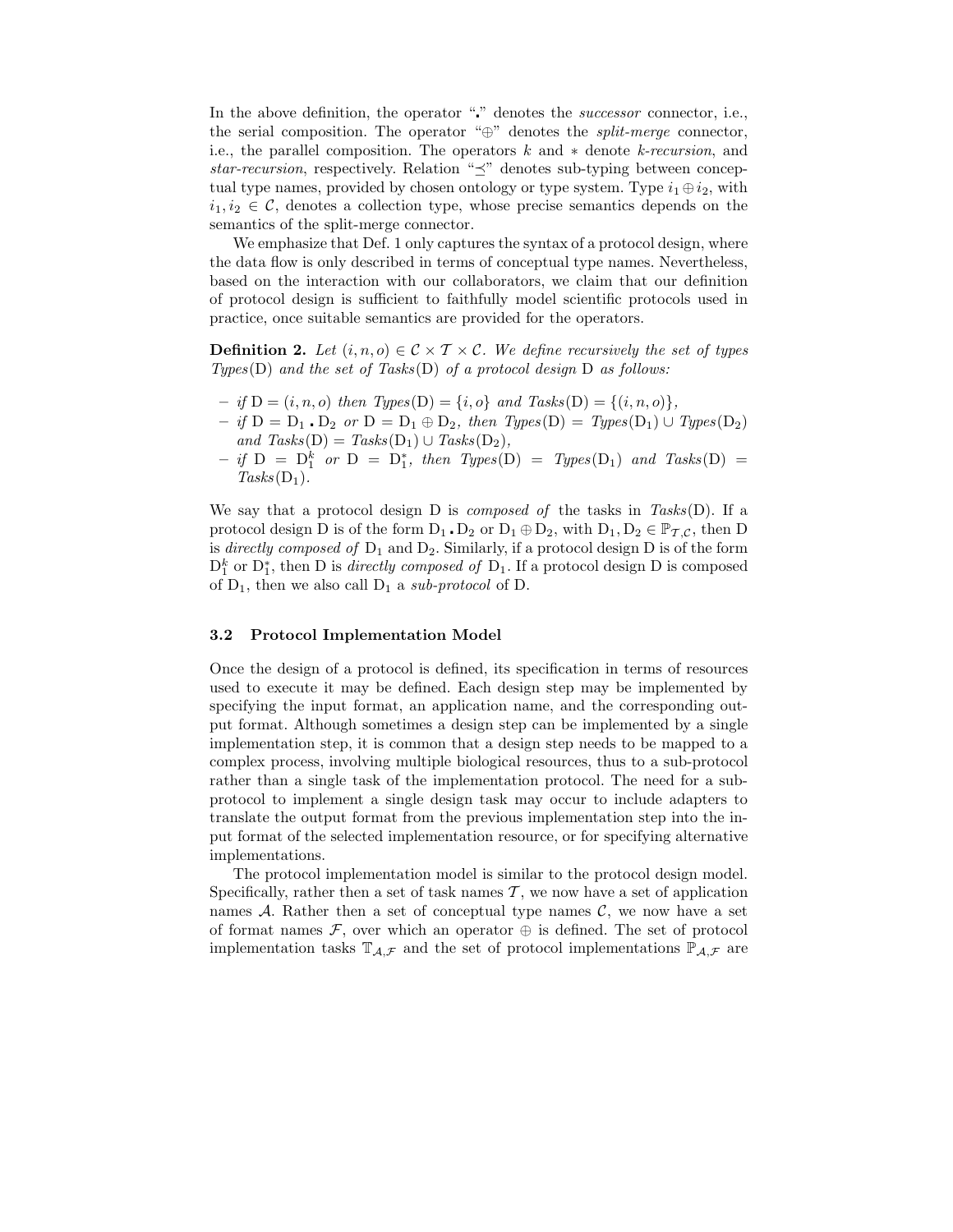In the above definition, the operator "$\centerdot$" denotes the *successor* connector, i.e., the serial composition. The operator "$\oplus$" denotes the *split-merge* connector, i.e., the parallel composition. The operators $k$ and $*$ denote *k-recursion*, and *star-recursion*, respectively. Relation "$\preceq$" denotes sub-typing between conceptual type names, provided by chosen ontology or type system. Type $i_1 \oplus i_2$, with $i_1, i_2 \in \mathcal{C}$, denotes a collection type, whose precise semantics depends on the semantics of the split-merge connector.

We emphasize that Def. 1 only captures the syntax of a protocol design, where the data flow is only described in terms of conceptual type names. Nevertheless, based on the interaction with our collaborators, we claim that our definition of protocol design is sufficient to faithfully model scientific protocols used in practice, once suitable semantics are provided for the operators.

**Definition 2.** *Let $(i, n, o) \in \mathcal{C} \times \mathcal{T} \times \mathcal{C}$. We define recursively the set of types Types*$(\mathrm{D})$ *and the set of Tasks*$(\mathrm{D})$ *of a protocol design* $\mathrm{D}$ *as follows:*

- *if* $\mathrm{D} = (i, n, o)$ *then Types*$(\mathrm{D}) = \{i, o\}$ *and Tasks*$(\mathrm{D}) = \{(i, n, o)\}$,
- *if* $\mathrm{D} = \mathrm{D}_1 \centerdot \mathrm{D}_2$ *or* $\mathrm{D} = \mathrm{D}_1 \oplus \mathrm{D}_2$, *then Types*$(\mathrm{D})$ = *Types*$(\mathrm{D}_1) \cup$ *Types*$(\mathrm{D}_2)$ *and Tasks*$(\mathrm{D})$ = *Tasks*$(\mathrm{D}_1) \cup$ *Tasks*$(\mathrm{D}_2)$,
- *if* $\mathrm{D} = \mathrm{D}_1^k$ *or* $\mathrm{D} = \mathrm{D}_1^*$, *then Types*$(\mathrm{D})$ = *Types*$(\mathrm{D}_1)$ *and Tasks*$(\mathrm{D})$ = *Tasks*$(\mathrm{D}_1)$.

We say that a protocol design D is *composed of* the tasks in *Tasks*(D). If a protocol design D is of the form $\mathrm{D}_1 \centerdot \mathrm{D}_2$ or $\mathrm{D}_1 \oplus \mathrm{D}_2$, with $\mathrm{D}_1, \mathrm{D}_2 \in \mathbb{P}_{\mathcal{T},\mathcal{C}}$, then D is *directly composed of* $\mathrm{D}_1$ and $\mathrm{D}_2$. Similarly, if a protocol design D is of the form $\mathrm{D}_1^k$ or $\mathrm{D}_1^*$, then D is *directly composed of* $\mathrm{D}_1$. If a protocol design D is composed of $\mathrm{D}_1$, then we also call $\mathrm{D}_1$ a *sub-protocol* of D.

### 3.2 Protocol Implementation Model

Once the design of a protocol is defined, its specification in terms of resources used to execute it may be defined. Each design step may be implemented by specifying the input format, an application name, and the corresponding output format. Although sometimes a design step can be implemented by a single implementation step, it is common that a design step needs to be mapped to a complex process, involving multiple biological resources, thus to a sub-protocol rather than a single task of the implementation protocol. The need for a sub-protocol to implement a single design task may occur to include adapters to translate the output format from the previous implementation step into the input format of the selected implementation resource, or for specifying alternative implementations.

The protocol implementation model is similar to the protocol design model. Specifically, rather then a set of task names $\mathcal{T}$, we now have a set of application names $\mathcal{A}$. Rather then a set of conceptual type names $\mathcal{C}$, we now have a set of format names $\mathcal{F}$, over which an operator $\oplus$ is defined. The set of protocol implementation tasks $\mathbb{T}_{\mathcal{A},\mathcal{F}}$ and the set of protocol implementations $\mathbb{P}_{\mathcal{A},\mathcal{F}}$ are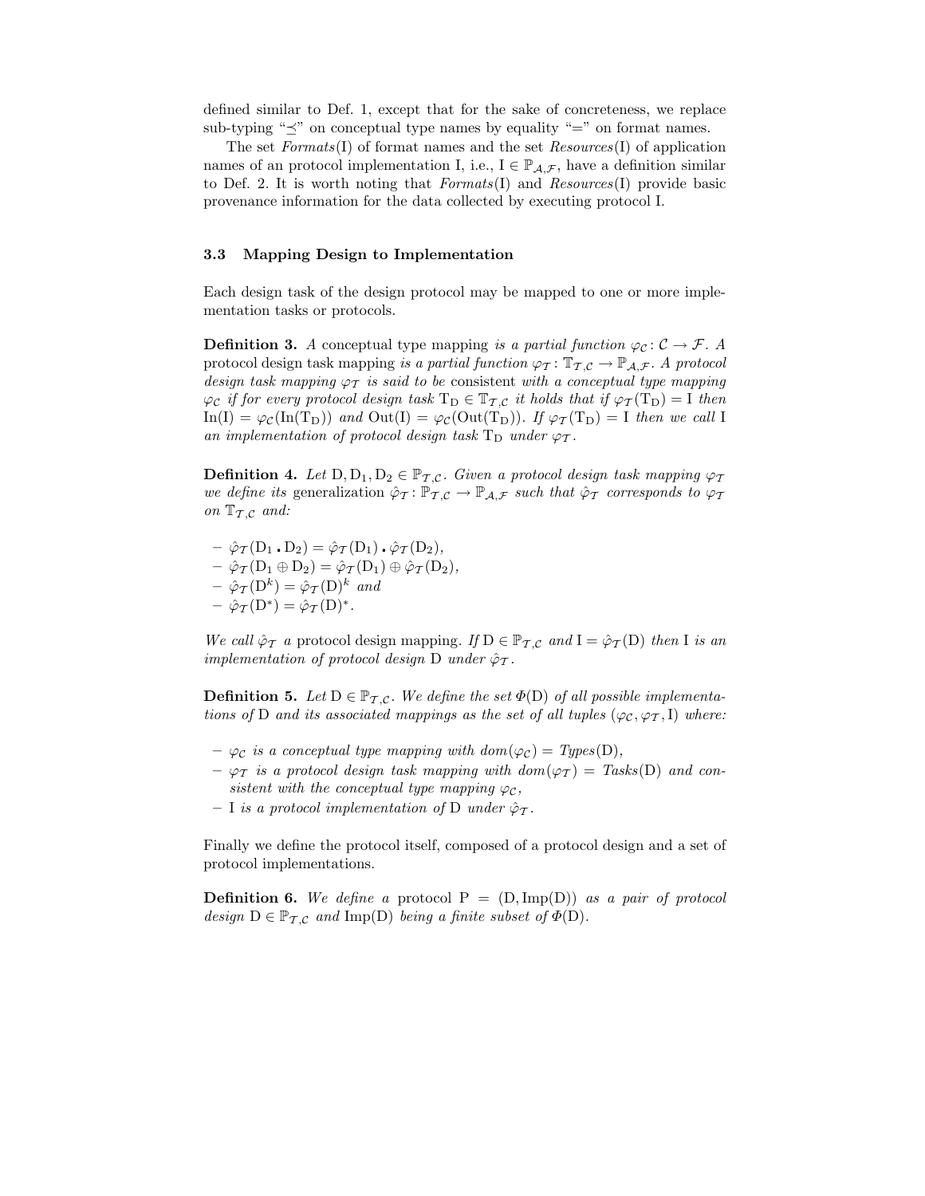defined similar to Def. 1, except that for the sake of concreteness, we replace sub-typing "$\preceq$" on conceptual type names by equality "=" on format names.

The set *Formats*(I) of format names and the set *Resources*(I) of application names of an protocol implementation I, i.e., $\mathrm{I} \in \mathbb{P}_{\mathcal{A},\mathcal{F}}$, have a definition similar to Def. 2. It is worth noting that *Formats*(I) and *Resources*(I) provide basic provenance information for the data collected by executing protocol I.

### 3.3 Mapping Design to Implementation

Each design task of the design protocol may be mapped to one or more implementation tasks or protocols.

**Definition 3.** *A* conceptual type mapping *is a partial function $\varphi_{\mathcal{C}} \colon \mathcal{C} \to \mathcal{F}$. A* protocol design task mapping *is a partial function $\varphi_{\mathcal{T}} \colon \mathbb{T}_{\mathcal{T},\mathcal{C}} \to \mathbb{P}_{\mathcal{A},\mathcal{F}}$. A protocol design task mapping $\varphi_{\mathcal{T}}$ is said to be* consistent *with a conceptual type mapping $\varphi_{\mathcal{C}}$ if for every protocol design task $\mathrm{T_D} \in \mathbb{T}_{\mathcal{T},\mathcal{C}}$ it holds that if $\varphi_{\mathcal{T}}(\mathrm{T_D}) = \mathrm{I}$ then $\mathrm{In}(\mathrm{I}) = \varphi_{\mathcal{C}}(\mathrm{In}(\mathrm{T_D}))$ and $\mathrm{Out}(\mathrm{I}) = \varphi_{\mathcal{C}}(\mathrm{Out}(\mathrm{T_D}))$. If $\varphi_{\mathcal{T}}(\mathrm{T_D}) = \mathrm{I}$ then we call I an implementation of protocol design task $\mathrm{T_D}$ under $\varphi_{\mathcal{T}}$.*

**Definition 4.** *Let $\mathrm{D}, \mathrm{D_1}, \mathrm{D_2} \in \mathbb{P}_{\mathcal{T},\mathcal{C}}$. Given a protocol design task mapping $\varphi_{\mathcal{T}}$ we define its* generalization *$\hat{\varphi}_{\mathcal{T}} \colon \mathbb{P}_{\mathcal{T},\mathcal{C}} \to \mathbb{P}_{\mathcal{A},\mathcal{F}}$ such that $\hat{\varphi}_{\mathcal{T}}$ corresponds to $\varphi_{\mathcal{T}}$ on $\mathbb{T}_{\mathcal{T},\mathcal{C}}$ and:*

- $\hat{\varphi}_{\mathcal{T}}(\mathrm{D_1} \centerdot \mathrm{D_2}) = \hat{\varphi}_{\mathcal{T}}(\mathrm{D_1}) \centerdot \hat{\varphi}_{\mathcal{T}}(\mathrm{D_2})$,
- $\hat{\varphi}_{\mathcal{T}}(\mathrm{D_1} \oplus \mathrm{D_2}) = \hat{\varphi}_{\mathcal{T}}(\mathrm{D_1}) \oplus \hat{\varphi}_{\mathcal{T}}(\mathrm{D_2})$,
- $\hat{\varphi}_{\mathcal{T}}(\mathrm{D}^k) = \hat{\varphi}_{\mathcal{T}}(\mathrm{D})^k$ *and*
- $\hat{\varphi}_{\mathcal{T}}(\mathrm{D}^*) = \hat{\varphi}_{\mathcal{T}}(\mathrm{D})^*$.

*We call $\hat{\varphi}_{\mathcal{T}}$ a* protocol design mapping*. If $\mathrm{D} \in \mathbb{P}_{\mathcal{T},\mathcal{C}}$ and $\mathrm{I} = \hat{\varphi}_{\mathcal{T}}(\mathrm{D})$ then I is an implementation of protocol design D under $\hat{\varphi}_{\mathcal{T}}$.*

**Definition 5.** *Let $\mathrm{D} \in \mathbb{P}_{\mathcal{T},\mathcal{C}}$. We define the set $\Phi(\mathrm{D})$ of all possible implementations of D and its associated mappings as the set of all tuples $(\varphi_{\mathcal{C}}, \varphi_{\mathcal{T}}, \mathrm{I})$ where:*

- *$\varphi_{\mathcal{C}}$ is a conceptual type mapping with $dom(\varphi_{\mathcal{C}}) = Types(\mathrm{D})$,*
- *$\varphi_{\mathcal{T}}$ is a protocol design task mapping with $dom(\varphi_{\mathcal{T}}) = Tasks(\mathrm{D})$ and consistent with the conceptual type mapping $\varphi_{\mathcal{C}}$,*
- *I is a protocol implementation of D under $\hat{\varphi}_{\mathcal{T}}$.*

Finally we define the protocol itself, composed of a protocol design and a set of protocol implementations.

**Definition 6.** *We define a* protocol *$\mathrm{P} = (\mathrm{D}, \mathrm{Imp}(\mathrm{D}))$ as a pair of protocol design $\mathrm{D} \in \mathbb{P}_{\mathcal{T},\mathcal{C}}$ and $\mathrm{Imp}(\mathrm{D})$ being a finite subset of $\Phi(\mathrm{D})$.*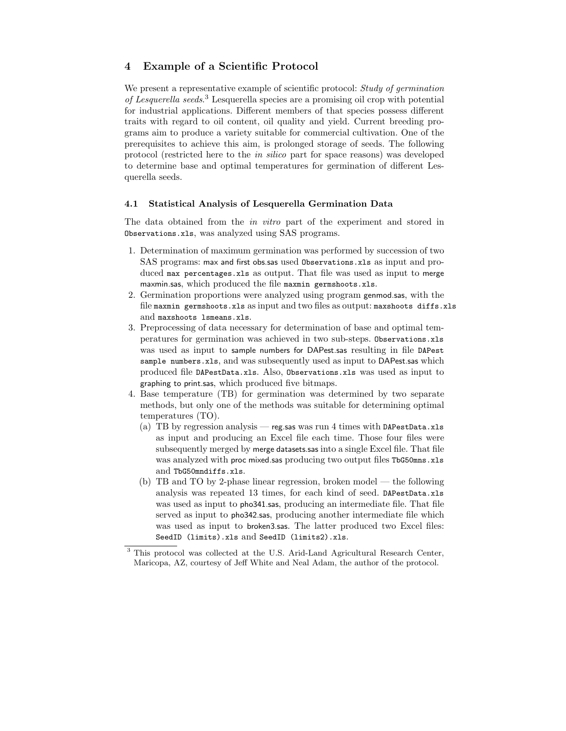## 4 Example of a Scientific Protocol

We present a representative example of scientific protocol: *Study of germination of Lesquerella seeds*.[3] Lesquerella species are a promising oil crop with potential for industrial applications. Different members of that species possess different traits with regard to oil content, oil quality and yield. Current breeding programs aim to produce a variety suitable for commercial cultivation. One of the prerequisites to achieve this aim, is prolonged storage of seeds. The following protocol (restricted here to the *in silico* part for space reasons) was developed to determine base and optimal temperatures for germination of different Lesquerella seeds.

### 4.1 Statistical Analysis of Lesquerella Germination Data

The data obtained from the *in vitro* part of the experiment and stored in `Observations.xls`, was analyzed using SAS programs.

1. Determination of maximum germination was performed by succession of two SAS programs: max and first obs.sas used `Observations.xls` as input and produced `max percentages.xls` as output. That file was used as input to merge maxmin.sas, which produced the file `maxmin germshoots.xls`.
2. Germination proportions were analyzed using program genmod.sas, with the file `maxmin germshoots.xls` as input and two files as output: `maxshoots diffs.xls` and `maxshoots lsmeans.xls`.
3. Preprocessing of data necessary for determination of base and optimal temperatures for germination was achieved in two sub-steps. `Observations.xls` was used as input to sample numbers for DAPest.sas resulting in file `DAPest sample numbers.xls`, and was subsequently used as input to DAPest.sas which produced file `DAPestData.xls`. Also, `Observations.xls` was used as input to graphing to print.sas, which produced five bitmaps.
4. Base temperature (TB) for germination was determined by two separate methods, but only one of the methods was suitable for determining optimal temperatures (TO).
   (a) TB by regression analysis — reg.sas was run 4 times with `DAPestData.xls` as input and producing an Excel file each time. Those four files were subsequently merged by merge datasets.sas into a single Excel file. That file was analyzed with proc mixed.sas producing two output files `TbG50mns.xls` and `TbG50mndiffs.xls`.
   (b) TB and TO by 2-phase linear regression, broken model — the following analysis was repeated 13 times, for each kind of seed. `DAPestData.xls` was used as input to pho341.sas, producing an intermediate file. That file served as input to pho342.sas, producing another intermediate file which was used as input to broken3.sas. The latter produced two Excel files: `SeedID (limits).xls` and `SeedID (limits2).xls`.

[3] This protocol was collected at the U.S. Arid-Land Agricultural Research Center, Maricopa, AZ, courtesy of Jeff White and Neal Adam, the author of the protocol.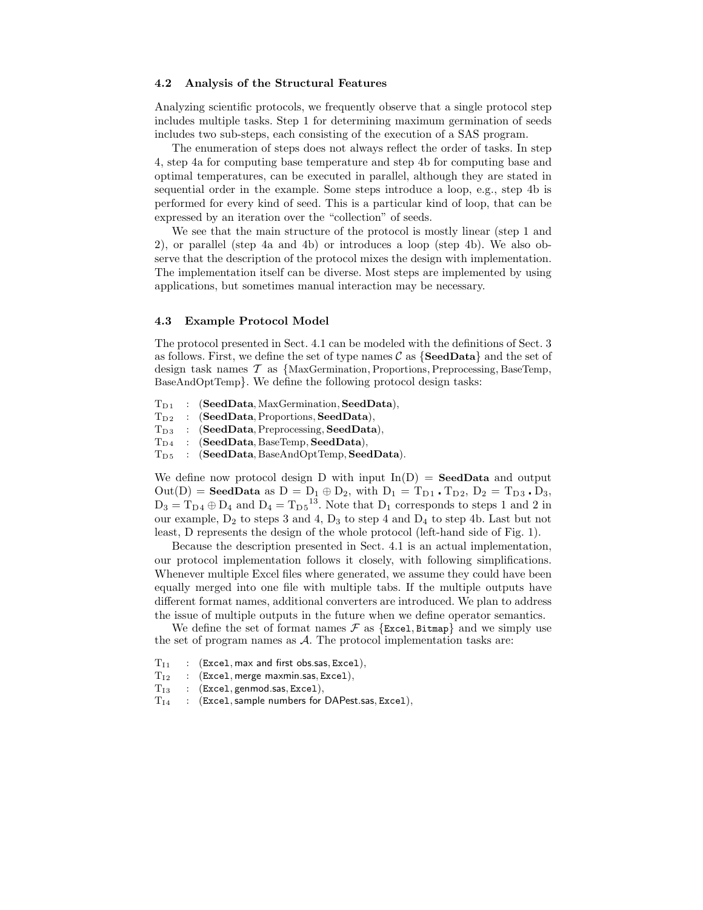### 4.2 Analysis of the Structural Features

Analyzing scientific protocols, we frequently observe that a single protocol step includes multiple tasks. Step 1 for determining maximum germination of seeds includes two sub-steps, each consisting of the execution of a SAS program.

The enumeration of steps does not always reflect the order of tasks. In step 4, step 4a for computing base temperature and step 4b for computing base and optimal temperatures, can be executed in parallel, although they are stated in sequential order in the example. Some steps introduce a loop, e.g., step 4b is performed for every kind of seed. This is a particular kind of loop, that can be expressed by an iteration over the "collection" of seeds.

We see that the main structure of the protocol is mostly linear (step 1 and 2), or parallel (step 4a and 4b) or introduces a loop (step 4b). We also observe that the description of the protocol mixes the design with implementation. The implementation itself can be diverse. Most steps are implemented by using applications, but sometimes manual interaction may be necessary.

### 4.3 Example Protocol Model

The protocol presented in Sect. 4.1 can be modeled with the definitions of Sect. 3 as follows. First, we define the set of type names $\mathcal{C}$ as $\{\textbf{SeedData}\}$ and the set of design task names $\mathcal{T}$ as $\{\text{MaxGermination}, \text{Proportions}, \text{Preprocessing}, \text{BaseTemp}, \text{BaseAndOptTemp}\}$. We define the following protocol design tasks:

$\mathrm{T_{D1}}$ : $(\textbf{SeedData}, \text{MaxGermination}, \textbf{SeedData})$,
$\mathrm{T_{D2}}$ : $(\textbf{SeedData}, \text{Proportions}, \textbf{SeedData})$,
$\mathrm{T_{D3}}$ : $(\textbf{SeedData}, \text{Preprocessing}, \textbf{SeedData})$,
$\mathrm{T_{D4}}$ : $(\textbf{SeedData}, \text{BaseTemp}, \textbf{SeedData})$,
$\mathrm{T_{D5}}$ : $(\textbf{SeedData}, \text{BaseAndOptTemp}, \textbf{SeedData})$.

We define now protocol design D with input $\mathrm{In(D)} = \textbf{SeedData}$ and output $\mathrm{Out(D)} = \textbf{SeedData}$ as $\mathrm{D} = \mathrm{D_1} \oplus \mathrm{D_2}$, with $\mathrm{D_1} = \mathrm{T_{D1}} \centerdot \mathrm{T_{D2}}$, $\mathrm{D_2} = \mathrm{T_{D3}} \centerdot \mathrm{D_3}$, $\mathrm{D_3} = \mathrm{T_{D4}} \oplus \mathrm{D_4}$ and $\mathrm{D_4} = \mathrm{T_{D5}}$[13]. Note that $\mathrm{D_1}$ corresponds to steps 1 and 2 in our example, $\mathrm{D_2}$ to steps 3 and 4, $\mathrm{D_3}$ to step 4 and $\mathrm{D_4}$ to step 4b. Last but not least, D represents the design of the whole protocol (left-hand side of Fig. 1).

Because the description presented in Sect. 4.1 is an actual implementation, our protocol implementation follows it closely, with following simplifications. Whenever multiple Excel files where generated, we assume they could have been equally merged into one file with multiple tabs. If the multiple outputs have different format names, additional converters are introduced. We plan to address the issue of multiple outputs in the future when we define operator semantics.

We define the set of format names $\mathcal{F}$ as $\{\texttt{Excel}, \texttt{Bitmap}\}$ and we simply use the set of program names as $\mathcal{A}$. The protocol implementation tasks are:

$\mathrm{T_{I1}}$ : (`Excel`, max and first obs.sas, `Excel`),
$\mathrm{T_{I2}}$ : (`Excel`, merge maxmin.sas, `Excel`),
$\mathrm{T_{I3}}$ : (`Excel`, genmod.sas, `Excel`),
$\mathrm{T_{I4}}$ : (`Excel`, sample numbers for DAPest.sas, `Excel`),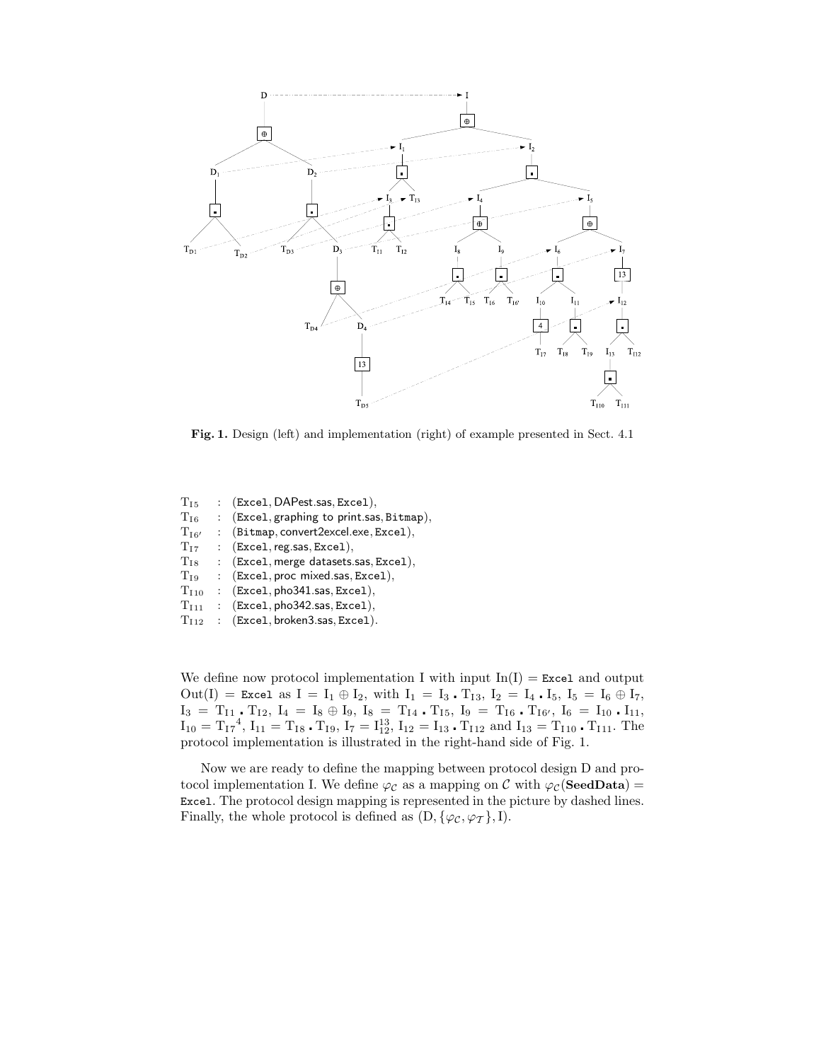**Fig. 1.** Design (left) and implementation (right) of example presented in Sect. 4.1

$\mathrm{T_{I5}}$ : (`Excel`, DAPest.sas, `Excel`),
$\mathrm{T_{I6}}$ : (`Excel`, graphing to print.sas, `Bitmap`),
$\mathrm{T_{I6'}}$ : (`Bitmap`, convert2excel.exe, `Excel`),
$\mathrm{T_{I7}}$ : (`Excel`, reg.sas, `Excel`),
$\mathrm{T_{I8}}$ : (`Excel`, merge datasets.sas, `Excel`),
$\mathrm{T_{I9}}$ : (`Excel`, proc mixed.sas, `Excel`),
$\mathrm{T_{I10}}$ : (`Excel`, pho341.sas, `Excel`),
$\mathrm{T_{I11}}$ : (`Excel`, pho342.sas, `Excel`),
$\mathrm{T_{I12}}$ : (`Excel`, broken3.sas, `Excel`).

We define now protocol implementation I with input $\mathrm{In(I)} =$ `Excel` and output $\mathrm{Out(I)} =$ `Excel` as $\mathrm{I} = \mathrm{I_1} \oplus \mathrm{I_2}$, with $\mathrm{I_1} = \mathrm{I_3} \centerdot \mathrm{T_{I3}}$, $\mathrm{I_2} = \mathrm{I_4} \centerdot \mathrm{I_5}$, $\mathrm{I_5} = \mathrm{I_6} \oplus \mathrm{I_7}$, $\mathrm{I_3} = \mathrm{T_{I1}} \centerdot \mathrm{T_{I2}}$, $\mathrm{I_4} = \mathrm{I_8} \oplus \mathrm{I_9}$, $\mathrm{I_8} = \mathrm{T_{I4}} \centerdot \mathrm{T_{I5}}$, $\mathrm{I_9} = \mathrm{T_{I6}} \centerdot \mathrm{T_{I6'}}$, $\mathrm{I_6} = \mathrm{I_{10}} \centerdot \mathrm{I_{11}}$, $\mathrm{I_{10}} = \mathrm{T_{I7}}^4$, $\mathrm{I_{11}} = \mathrm{T_{I8}} \centerdot \mathrm{T_{I9}}$, $\mathrm{I_7} = \mathrm{I_{12}^{13}}$, $\mathrm{I_{12}} = \mathrm{I_{13}} \centerdot \mathrm{T_{I12}}$ and $\mathrm{I_{13}} = \mathrm{T_{I10}} \centerdot \mathrm{T_{I11}}$. The protocol implementation is illustrated in the right-hand side of Fig. 1.

Now we are ready to define the mapping between protocol design D and protocol implementation I. We define $\varphi_{\mathcal{C}}$ as a mapping on $\mathcal{C}$ with $\varphi_{\mathcal{C}}(\textbf{SeedData}) =$ `Excel`. The protocol design mapping is represented in the picture by dashed lines. Finally, the whole protocol is defined as $(\mathrm{D}, \{\varphi_{\mathcal{C}}, \varphi_{\mathcal{T}}\}, \mathrm{I})$.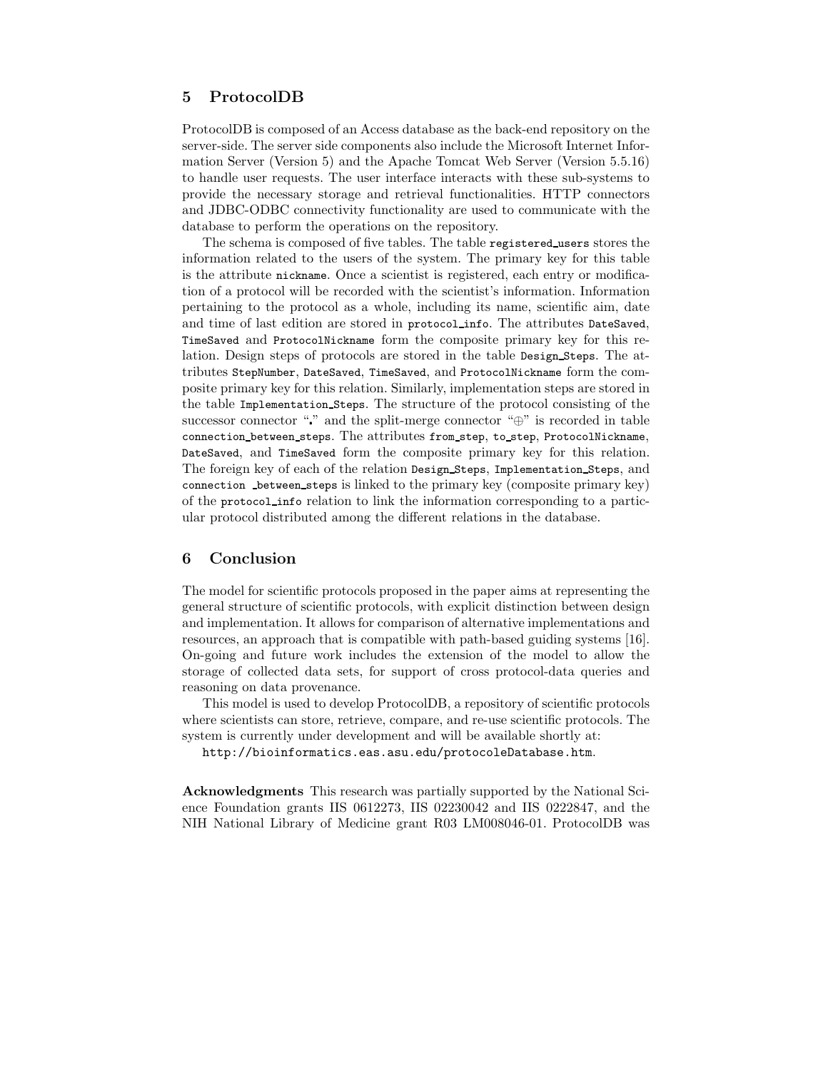## 5 ProtocolDB

ProtocolDB is composed of an Access database as the back-end repository on the server-side. The server side components also include the Microsoft Internet Information Server (Version 5) and the Apache Tomcat Web Server (Version 5.5.16) to handle user requests. The user interface interacts with these sub-systems to provide the necessary storage and retrieval functionalities. HTTP connectors and JDBC-ODBC connectivity functionality are used to communicate with the database to perform the operations on the repository.

The schema is composed of five tables. The table `registered_users` stores the information related to the users of the system. The primary key for this table is the attribute `nickname`. Once a scientist is registered, each entry or modification of a protocol will be recorded with the scientist's information. Information pertaining to the protocol as a whole, including its name, scientific aim, date and time of last edition are stored in `protocol_info`. The attributes `DateSaved`, `TimeSaved` and `ProtocolNickname` form the composite primary key for this relation. Design steps of protocols are stored in the table `Design_Steps`. The attributes `StepNumber`, `DateSaved`, `TimeSaved`, and `ProtocolNickname` form the composite primary key for this relation. Similarly, implementation steps are stored in the table `Implementation_Steps`. The structure of the protocol consisting of the successor connector "**.**" and the split-merge connector "$\oplus$" is recorded in table `connection_between_steps`. The attributes `from_step`, `to_step`, `ProtocolNickname`, `DateSaved`, and `TimeSaved` form the composite primary key for this relation. The foreign key of each of the relation `Design_Steps`, `Implementation_Steps`, and `connection _between_steps` is linked to the primary key (composite primary key) of the `protocol_info` relation to link the information corresponding to a particular protocol distributed among the different relations in the database.

## 6 Conclusion

The model for scientific protocols proposed in the paper aims at representing the general structure of scientific protocols, with explicit distinction between design and implementation. It allows for comparison of alternative implementations and resources, an approach that is compatible with path-based guiding systems [16]. On-going and future work includes the extension of the model to allow the storage of collected data sets, for support of cross protocol-data queries and reasoning on data provenance.

This model is used to develop ProtocolDB, a repository of scientific protocols where scientists can store, retrieve, compare, and re-use scientific protocols. The system is currently under development and will be available shortly at:

`http://bioinformatics.eas.asu.edu/protocoleDatabase.htm`.

**Acknowledgments** This research was partially supported by the National Science Foundation grants IIS 0612273, IIS 02230042 and IIS 0222847, and the NIH National Library of Medicine grant R03 LM008046-01. ProtocolDB was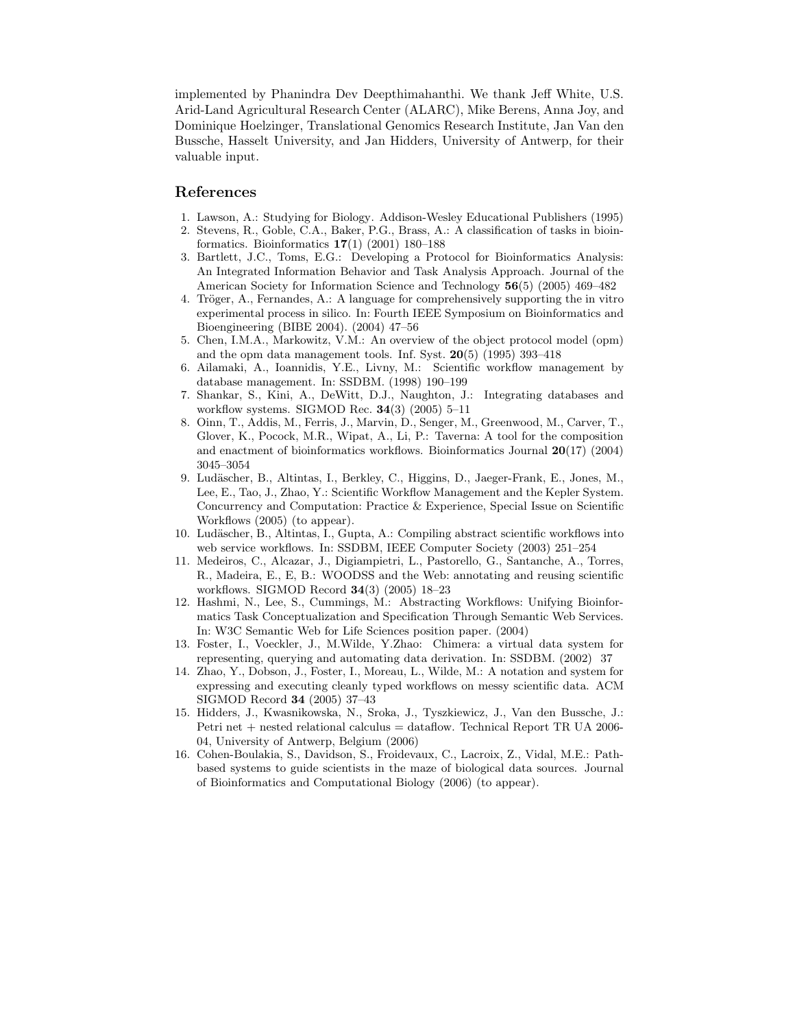implemented by Phanindra Dev Deepthimahanthi. We thank Jeff White, U.S. Arid-Land Agricultural Research Center (ALARC), Mike Berens, Anna Joy, and Dominique Hoelzinger, Translational Genomics Research Institute, Jan Van den Bussche, Hasselt University, and Jan Hidders, University of Antwerp, for their valuable input.

## References

1. Lawson, A.: Studying for Biology. Addison-Wesley Educational Publishers (1995)
2. Stevens, R., Goble, C.A., Baker, P.G., Brass, A.: A classification of tasks in bioinformatics. Bioinformatics **17**(1) (2001) 180–188
3. Bartlett, J.C., Toms, E.G.: Developing a Protocol for Bioinformatics Analysis: An Integrated Information Behavior and Task Analysis Approach. Journal of the American Society for Information Science and Technology **56**(5) (2005) 469–482
4. Tröger, A., Fernandes, A.: A language for comprehensively supporting the in vitro experimental process in silico. In: Fourth IEEE Symposium on Bioinformatics and Bioengineering (BIBE 2004). (2004) 47–56
5. Chen, I.M.A., Markowitz, V.M.: An overview of the object protocol model (opm) and the opm data management tools. Inf. Syst. **20**(5) (1995) 393–418
6. Ailamaki, A., Ioannidis, Y.E., Livny, M.: Scientific workflow management by database management. In: SSDBM. (1998) 190–199
7. Shankar, S., Kini, A., DeWitt, D.J., Naughton, J.: Integrating databases and workflow systems. SIGMOD Rec. **34**(3) (2005) 5–11
8. Oinn, T., Addis, M., Ferris, J., Marvin, D., Senger, M., Greenwood, M., Carver, T., Glover, K., Pocock, M.R., Wipat, A., Li, P.: Taverna: A tool for the composition and enactment of bioinformatics workflows. Bioinformatics Journal **20**(17) (2004) 3045–3054
9. Ludäscher, B., Altintas, I., Berkley, C., Higgins, D., Jaeger-Frank, E., Jones, M., Lee, E., Tao, J., Zhao, Y.: Scientific Workflow Management and the Kepler System. Concurrency and Computation: Practice & Experience, Special Issue on Scientific Workflows (2005) (to appear).
10. Ludäscher, B., Altintas, I., Gupta, A.: Compiling abstract scientific workflows into web service workflows. In: SSDBM, IEEE Computer Society (2003) 251–254
11. Medeiros, C., Alcazar, J., Digiampietri, L., Pastorello, G., Santanche, A., Torres, R., Madeira, E., E, B.: WOODSS and the Web: annotating and reusing scientific workflows. SIGMOD Record **34**(3) (2005) 18–23
12. Hashmi, N., Lee, S., Cummings, M.: Abstracting Workflows: Unifying Bioinformatics Task Conceptualization and Specification Through Semantic Web Services. In: W3C Semantic Web for Life Sciences position paper. (2004)
13. Foster, I., Voeckler, J., M.Wilde, Y.Zhao: Chimera: a virtual data system for representing, querying and automating data derivation. In: SSDBM. (2002) 37
14. Zhao, Y., Dobson, J., Foster, I., Moreau, L., Wilde, M.: A notation and system for expressing and executing cleanly typed workflows on messy scientific data. ACM SIGMOD Record **34** (2005) 37–43
15. Hidders, J., Kwasnikowska, N., Sroka, J., Tyszkiewicz, J., Van den Bussche, J.: Petri net + nested relational calculus = dataflow. Technical Report TR UA 2006-04, University of Antwerp, Belgium (2006)
16. Cohen-Boulakia, S., Davidson, S., Froidevaux, C., Lacroix, Z., Vidal, M.E.: Path-based systems to guide scientists in the maze of biological data sources. Journal of Bioinformatics and Computational Biology (2006) (to appear).